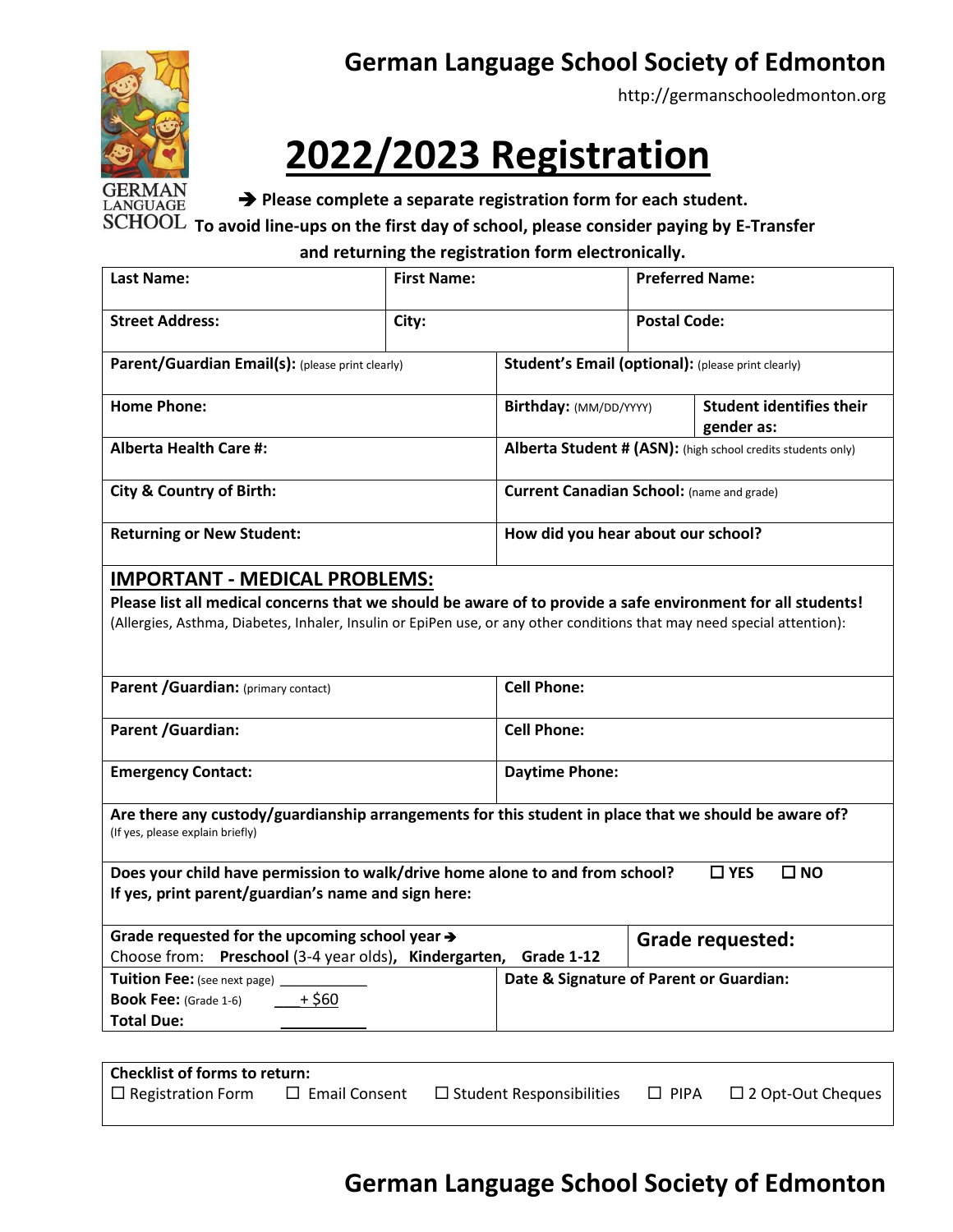# German Language School Society of Edmonton

http://germanschooledmonton.org

# 2022/2023 Registration

➔ **Please complete a separate registration form for each student.**
**To avoid line-ups on the first day of school, please consider paying by E-Transfer and returning the registration form electronically.**

| **Last Name:** | **First Name:** | **Preferred Name:** |
|---|---|---|
| **Street Address:** | **City:** | **Postal Code:** |

| **Parent/Guardian Email(s):** (please print clearly) | **Student's Email (optional):** (please print clearly) | |
|---|---|---|
| **Home Phone:** | **Birthday:** (MM/DD/YYYY) | **Student identifies their gender as:** |
| **Alberta Health Care #:** | **Alberta Student # (ASN):** (high school credits students only) | |
| **City & Country of Birth:** | **Current Canadian School:** (name and grade) | |
| **Returning or New Student:** | **How did you hear about our school?** | |

## IMPORTANT - MEDICAL PROBLEMS:

**Please list all medical concerns that we should be aware of to provide a safe environment for all students!**
(Allergies, Asthma, Diabetes, Inhaler, Insulin or EpiPen use, or any other conditions that may need special attention):

| **Parent /Guardian:** (primary contact) | **Cell Phone:** |
|---|---|
| **Parent /Guardian:** | **Cell Phone:** |
| **Emergency Contact:** | **Daytime Phone:** |

**Are there any custody/guardianship arrangements for this student in place that we should be aware of?**
(If yes, please explain briefly)

**Does your child have permission to walk/drive home alone to and from school?** ☐ **YES** ☐ **NO**
**If yes, print parent/guardian's name and sign here:**

| **Grade requested for the upcoming school year ➔** Choose from: **Preschool** (3-4 year olds)**, Kindergarten, Grade 1-12** | **Grade requested:** |
|---|---|
| **Tuition Fee:** (see next page) \_\_\_\_\_\_\_\_\_\_ <br> **Book Fee:** (Grade 1-6) + $60 <br> **Total Due:** \_\_\_\_\_\_\_\_\_\_ | **Date & Signature of Parent or Guardian:** |

**Checklist of forms to return:**
☐ Registration Form ☐ Email Consent ☐ Student Responsibilities ☐ PIPA ☐ 2 Opt-Out Cheques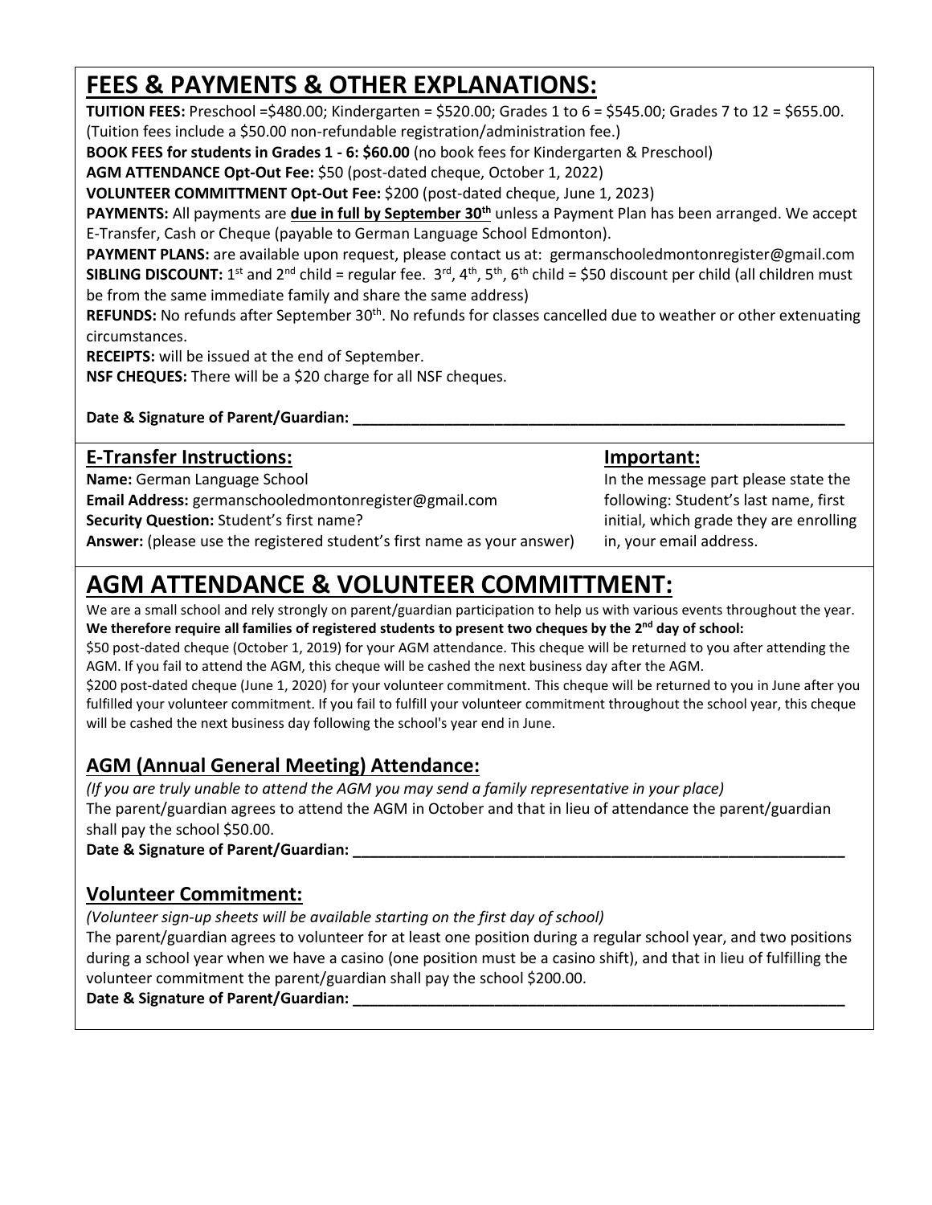# FEES & PAYMENTS & OTHER EXPLANATIONS:

**TUITION FEES:** Preschool =\$480.00; Kindergarten = \$520.00; Grades 1 to 6 = \$545.00; Grades 7 to 12 = \$655.00. (Tuition fees include a \$50.00 non-refundable registration/administration fee.)

**BOOK FEES for students in Grades 1 - 6: \$60.00** (no book fees for Kindergarten & Preschool)

**AGM ATTENDANCE Opt-Out Fee:** \$50 (post-dated cheque, October 1, 2022)

**VOLUNTEER COMMITTMENT Opt-Out Fee:** \$200 (post-dated cheque, June 1, 2023)

**PAYMENTS:** All payments are **due in full by September 30th** unless a Payment Plan has been arranged. We accept E-Transfer, Cash or Cheque (payable to German Language School Edmonton).

**PAYMENT PLANS:** are available upon request, please contact us at: germanschooledmontonregister@gmail.com

**SIBLING DISCOUNT:** 1st and 2nd child = regular fee. 3rd, 4th, 5th, 6th child = \$50 discount per child (all children must be from the same immediate family and share the same address)

**REFUNDS:** No refunds after September 30th. No refunds for classes cancelled due to weather or other extenuating circumstances.

**RECEIPTS:** will be issued at the end of September.

**NSF CHEQUES:** There will be a \$20 charge for all NSF cheques.

**Date & Signature of Parent/Guardian:** ____________________________________________________________

## E-Transfer Instructions:

**Name:** German Language School

**Email Address:** germanschooledmontonregister@gmail.com

**Security Question:** Student's first name?

**Answer:** (please use the registered student's first name as your answer)

## Important:

In the message part please state the following: Student's last name, first initial, which grade they are enrolling in, your email address.

# AGM ATTENDANCE & VOLUNTEER COMMITTMENT:

We are a small school and rely strongly on parent/guardian participation to help us with various events throughout the year. **We therefore require all families of registered students to present two cheques by the 2nd day of school:**

\$50 post-dated cheque (October 1, 2019) for your AGM attendance. This cheque will be returned to you after attending the AGM. If you fail to attend the AGM, this cheque will be cashed the next business day after the AGM.

\$200 post-dated cheque (June 1, 2020) for your volunteer commitment. This cheque will be returned to you in June after you fulfilled your volunteer commitment. If you fail to fulfill your volunteer commitment throughout the school year, this cheque will be cashed the next business day following the school's year end in June.

## AGM (Annual General Meeting) Attendance:

*(If you are truly unable to attend the AGM you may send a family representative in your place)*

The parent/guardian agrees to attend the AGM in October and that in lieu of attendance the parent/guardian shall pay the school \$50.00.

**Date & Signature of Parent/Guardian:** ____________________________________________________________

## Volunteer Commitment:

*(Volunteer sign-up sheets will be available starting on the first day of school)*

The parent/guardian agrees to volunteer for at least one position during a regular school year, and two positions during a school year when we have a casino (one position must be a casino shift), and that in lieu of fulfilling the volunteer commitment the parent/guardian shall pay the school \$200.00.

**Date & Signature of Parent/Guardian:** ____________________________________________________________